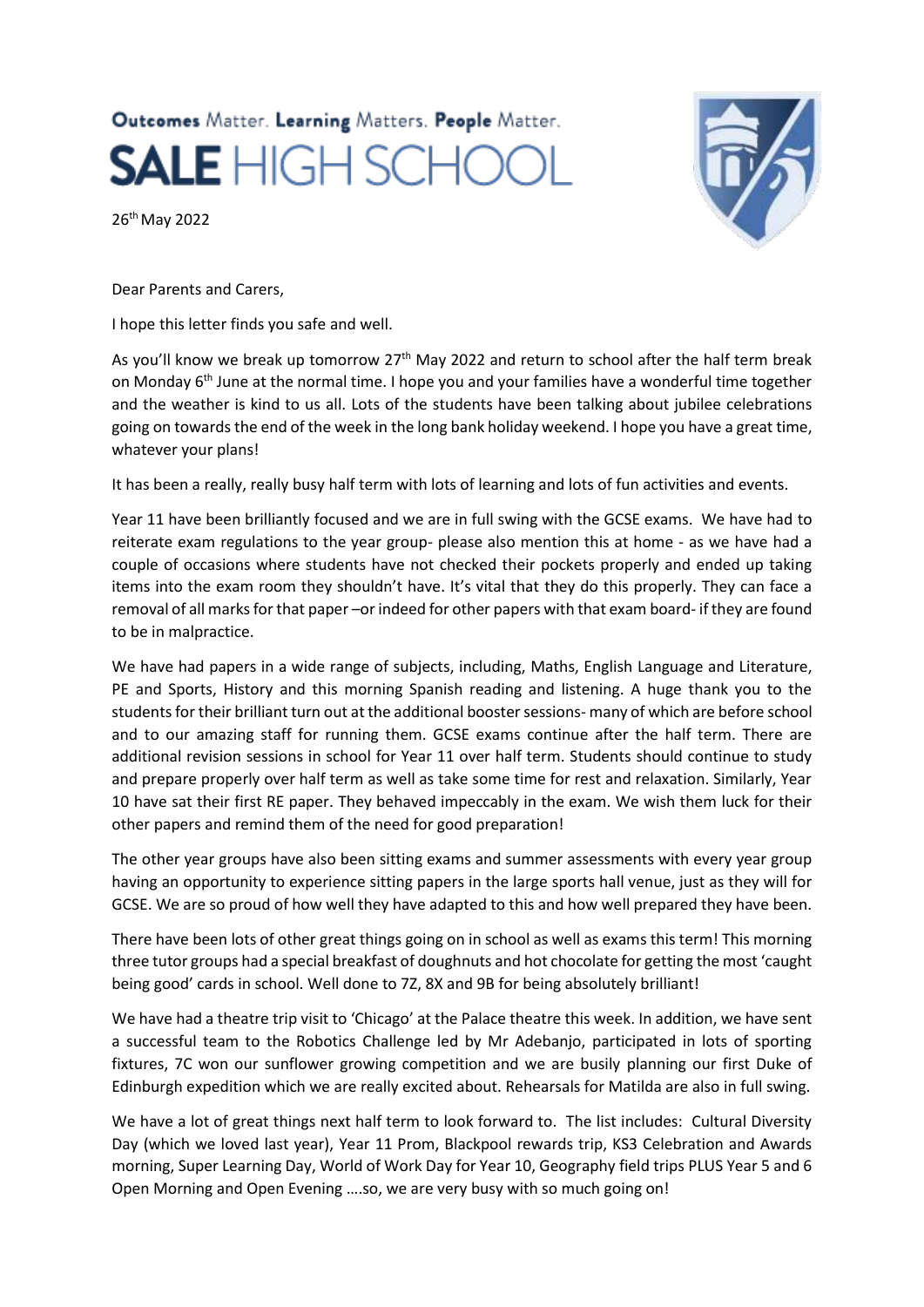Outcomes Matter. Learning Matters. People Matter.

# SALE HIGH SCHOOL

26th May 2022

Dear Parents and Carers,

I hope this letter finds you safe and well.

As you'll know we break up tomorrow 27th May 2022 and return to school after the half term break on Monday 6th June at the normal time. I hope you and your families have a wonderful time together and the weather is kind to us all. Lots of the students have been talking about jubilee celebrations going on towards the end of the week in the long bank holiday weekend. I hope you have a great time, whatever your plans!

It has been a really, really busy half term with lots of learning and lots of fun activities and events.

Year 11 have been brilliantly focused and we are in full swing with the GCSE exams. We have had to reiterate exam regulations to the year group- please also mention this at home - as we have had a couple of occasions where students have not checked their pockets properly and ended up taking items into the exam room they shouldn't have. It's vital that they do this properly. They can face a removal of all marks for that paper –or indeed for other papers with that exam board- if they are found to be in malpractice.

We have had papers in a wide range of subjects, including, Maths, English Language and Literature, PE and Sports, History and this morning Spanish reading and listening. A huge thank you to the students for their brilliant turn out at the additional booster sessions- many of which are before school and to our amazing staff for running them. GCSE exams continue after the half term. There are additional revision sessions in school for Year 11 over half term. Students should continue to study and prepare properly over half term as well as take some time for rest and relaxation. Similarly, Year 10 have sat their first RE paper. They behaved impeccably in the exam. We wish them luck for their other papers and remind them of the need for good preparation!

The other year groups have also been sitting exams and summer assessments with every year group having an opportunity to experience sitting papers in the large sports hall venue, just as they will for GCSE. We are so proud of how well they have adapted to this and how well prepared they have been.

There have been lots of other great things going on in school as well as exams this term! This morning three tutor groups had a special breakfast of doughnuts and hot chocolate for getting the most 'caught being good' cards in school. Well done to 7Z, 8X and 9B for being absolutely brilliant!

We have had a theatre trip visit to 'Chicago' at the Palace theatre this week. In addition, we have sent a successful team to the Robotics Challenge led by Mr Adebanjo, participated in lots of sporting fixtures, 7C won our sunflower growing competition and we are busily planning our first Duke of Edinburgh expedition which we are really excited about. Rehearsals for Matilda are also in full swing.

We have a lot of great things next half term to look forward to. The list includes: Cultural Diversity Day (which we loved last year), Year 11 Prom, Blackpool rewards trip, KS3 Celebration and Awards morning, Super Learning Day, World of Work Day for Year 10, Geography field trips PLUS Year 5 and 6 Open Morning and Open Evening ….so, we are very busy with so much going on!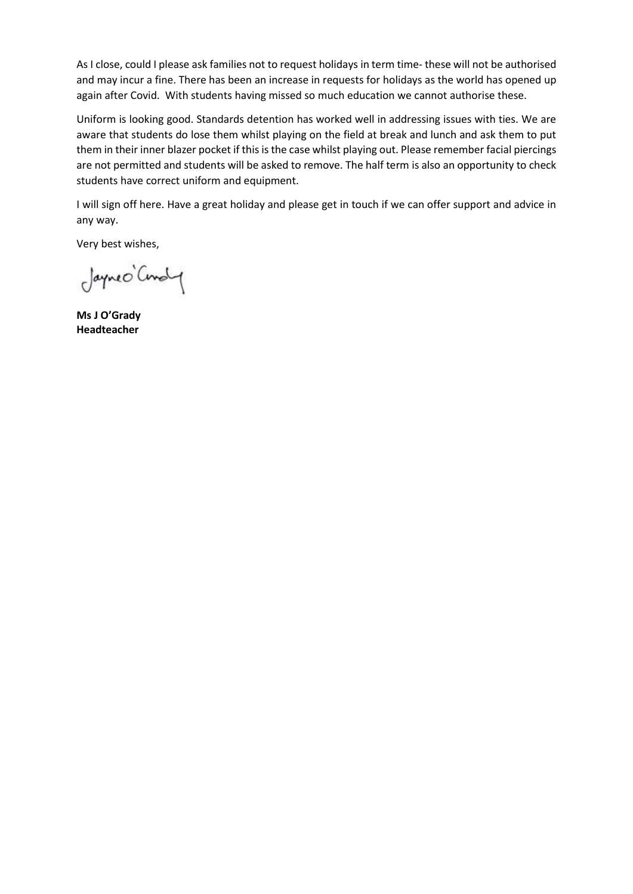As I close, could I please ask families not to request holidays in term time- these will not be authorised and may incur a fine. There has been an increase in requests for holidays as the world has opened up again after Covid. With students having missed so much education we cannot authorise these.

Uniform is looking good. Standards detention has worked well in addressing issues with ties. We are aware that students do lose them whilst playing on the field at break and lunch and ask them to put them in their inner blazer pocket if this is the case whilst playing out. Please remember facial piercings are not permitted and students will be asked to remove. The half term is also an opportunity to check students have correct uniform and equipment.

I will sign off here. Have a great holiday and please get in touch if we can offer support and advice in any way.

Very best wishes,

Jayne O'Grady

**Ms J O'Grady**
**Headteacher**